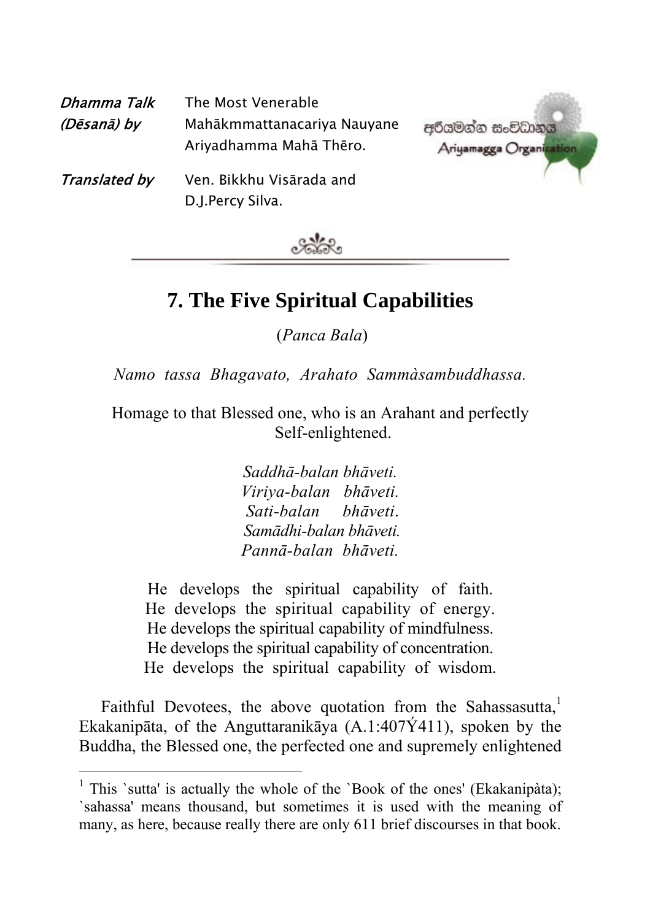*Dhamma Talk (Dēsanā) by* The Most Venerable Mahākmmattanacariya Nauyane Ariyadhamma Mahā Thēro.

*Translated by* Ven. Bikkhu Visārada and D.J.Percy Silva.

අරියමග්ග සංවිධානය
Ariyamagga Organization

# 7. The Five Spiritual Capabilities

(*Panca Bala*)

*Namo tassa Bhagavato, Arahato Sammàsambuddhassa.*

Homage to that Blessed one, who is an Arahant and perfectly Self-enlightened.

*Saddhā-balan bhāveti.*
*Viriya-balan bhāveti.*
*Sati-balan bhāveti.*
*Samādhi-balan bhāveti.*
*Pannā-balan bhāveti.*

He develops the spiritual capability of faith.
He develops the spiritual capability of energy.
He develops the spiritual capability of mindfulness.
He develops the spiritual capability of concentration.
He develops the spiritual capability of wisdom.

Faithful Devotees, the above quotation from the Sahassasutta,[1] Ekakanipāta, of the Anguttaranikāya (A.1:407Ý411), spoken by the Buddha, the Blessed one, the perfected one and supremely enlightened

[1] This `sutta' is actually the whole of the `Book of the ones' (Ekakanipàta); `sahassa' means thousand, but sometimes it is used with the meaning of many, as here, because really there are only 611 brief discourses in that book.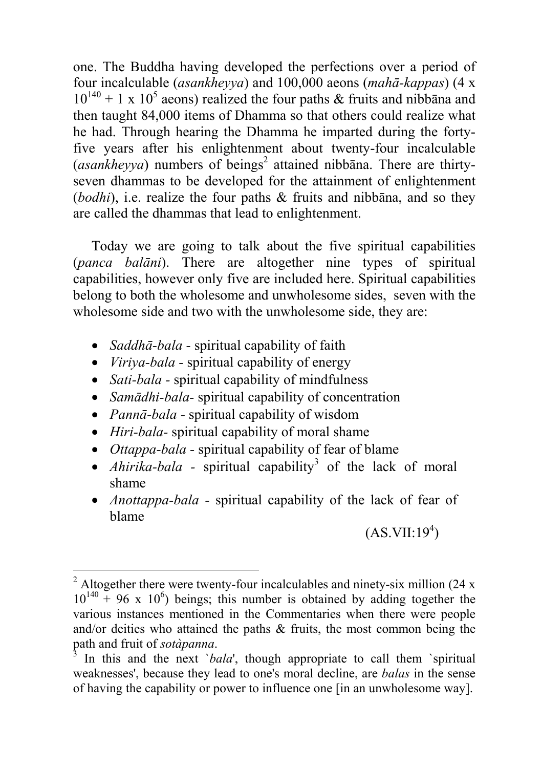one. The Buddha having developed the perfections over a period of four incalculable (*asankheyya*) and 100,000 aeons (*mahā-kappas*) ($4 \times 10^{140} + 1 \times 10^5$ aeons) realized the four paths & fruits and nibbāna and then taught 84,000 items of Dhamma so that others could realize what he had. Through hearing the Dhamma he imparted during the forty-five years after his enlightenment about twenty-four incalculable (*asankheyya*) numbers of beings[2] attained nibbāna. There are thirty-seven dhammas to be developed for the attainment of enlightenment (*bodhi*), i.e. realize the four paths & fruits and nibbāna, and so they are called the dhammas that lead to enlightenment.

Today we are going to talk about the five spiritual capabilities (*panca balāni*). There are altogether nine types of spiritual capabilities, however only five are included here. Spiritual capabilities belong to both the wholesome and unwholesome sides, seven with the wholesome side and two with the unwholesome side, they are:

- *Saddhā-bala* - spiritual capability of faith
- *Viriya-bala* - spiritual capability of energy
- *Sati-bala* - spiritual capability of mindfulness
- *Samādhi-bala*- spiritual capability of concentration
- *Pannā-bala* - spiritual capability of wisdom
- *Hiri-bala*- spiritual capability of moral shame
- *Ottappa-bala* - spiritual capability of fear of blame
- *Ahirika-bala* - spiritual capability[3] of the lack of moral shame
- *Anottappa-bala* - spiritual capability of the lack of fear of blame

(AS.VII:19[4])

---

[2] Altogether there were twenty-four incalculables and ninety-six million ($24 \times 10^{140} + 96 \times 10^6$) beings; this number is obtained by adding together the various instances mentioned in the Commentaries when there were people and/or deities who attained the paths & fruits, the most common being the path and fruit of *sotàpanna*.

[3] In this and the next `*bala*', though appropriate to call them `spiritual weaknesses', because they lead to one's moral decline, are *balas* in the sense of having the capability or power to influence one [in an unwholesome way].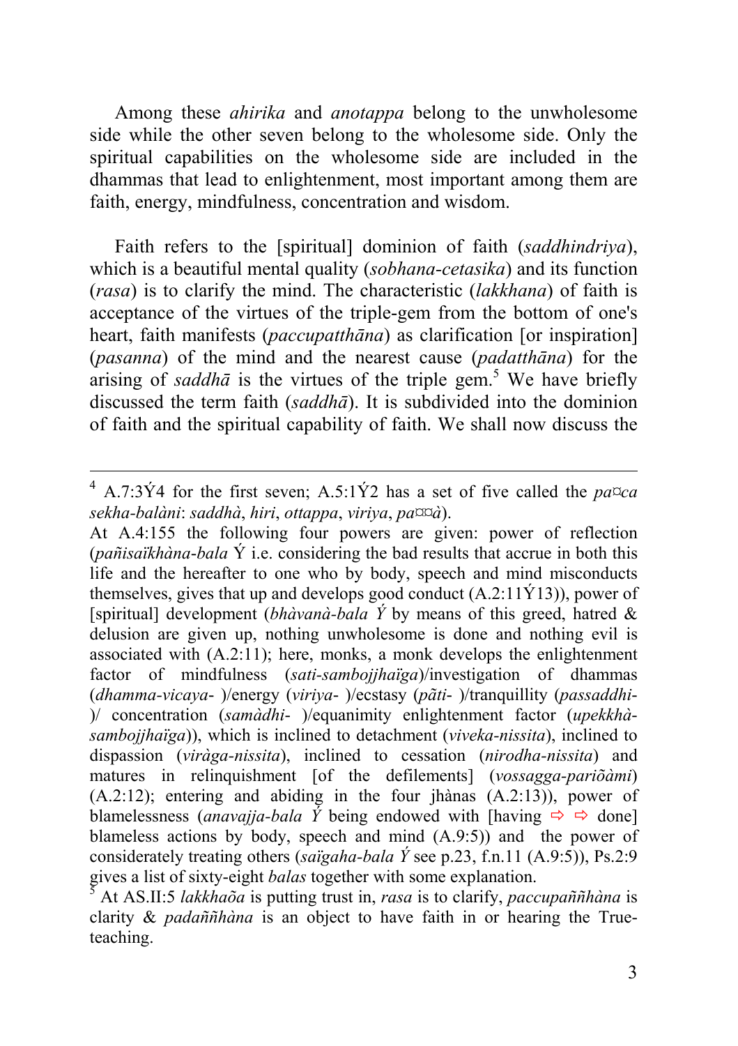Among these *ahirika* and *anotappa* belong to the unwholesome side while the other seven belong to the wholesome side. Only the spiritual capabilities on the wholesome side are included in the dhammas that lead to enlightenment, most important among them are faith, energy, mindfulness, concentration and wisdom.

Faith refers to the [spiritual] dominion of faith (*saddhindriya*), which is a beautiful mental quality (*sobhana-cetasika*) and its function (*rasa*) is to clarify the mind. The characteristic (*lakkhana*) of faith is acceptance of the virtues of the triple-gem from the bottom of one's heart, faith manifests (*paccupatthāna*) as clarification [or inspiration] (*pasanna*) of the mind and the nearest cause (*padatthāna*) for the arising of *saddhā* is the virtues of the triple gem.[5] We have briefly discussed the term faith (*saddhā*). It is subdivided into the dominion of faith and the spiritual capability of faith. We shall now discuss the

---

[4] A.7:3Ý4 for the first seven; A.5:1Ý2 has a set of five called the *pa¤ca sekha-balàni*: *saddhà*, *hiri*, *ottappa*, *viriya*, *pa¤¤à*).
At A.4:155 the following four powers are given: power of reflection (*pañisaïkhàna-bala* Ý i.e. considering the bad results that accrue in both this life and the hereafter to one who by body, speech and mind misconducts themselves, gives that up and develops good conduct (A.2:11Ý13)), power of [spiritual] development (*bhàvanà-bala Ý* by means of this greed, hatred & delusion are given up, nothing unwholesome is done and nothing evil is associated with (A.2:11); here, monks, a monk develops the enlightenment factor of mindfulness (*sati-sambojjhaïga*)/investigation of dhammas (*dhamma-vicaya-* )/energy (*viriya-* )/ecstasy (*pãti-* )/tranquillity (*passaddhi-* )/ concentration (*samàdhi-* )/equanimity enlightenment factor (*upekkhà-sambojjhaïga*)), which is inclined to detachment (*viveka-nissita*), inclined to dispassion (*viràga-nissita*), inclined to cessation (*nirodha-nissita*) and matures in relinquishment [of the defilements] (*vossagga-pariõàmi*) (A.2:12); entering and abiding in the four jhànas (A.2:13)), power of blamelessness (*anavajja-bala Ý* being endowed with [having ⇨ ⇨ done] blameless actions by body, speech and mind (A.9:5)) and the power of considerately treating others (*saïgaha-bala Ý* see p.23, f.n.11 (A.9:5)), Ps.2:9 gives a list of sixty-eight *balas* together with some explanation.

[5] At AS.II:5 *lakkhaõa* is putting trust in, *rasa* is to clarify, *paccupaññhàna* is clarity & *padaññhàna* is an object to have faith in or hearing the True-teaching.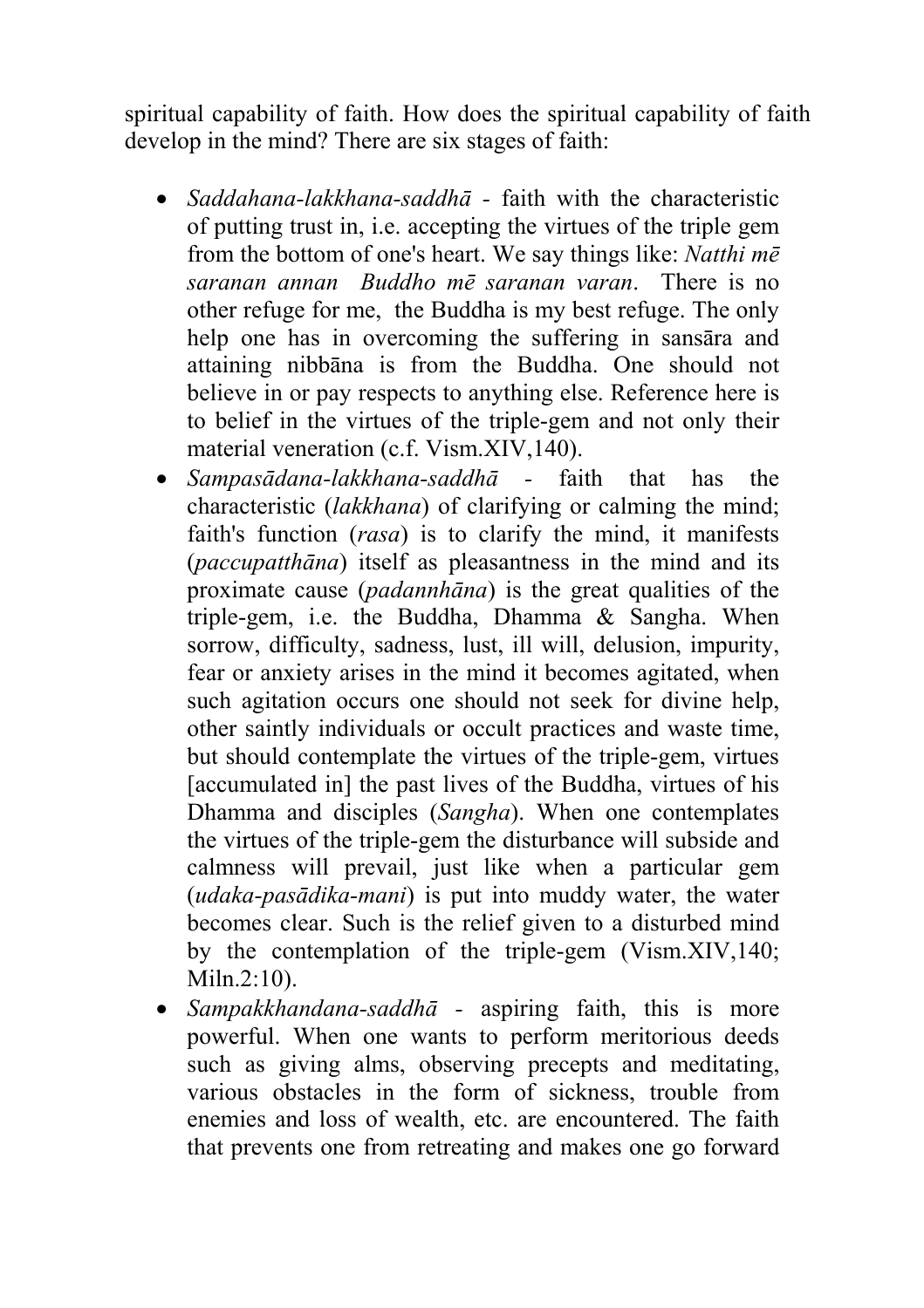spiritual capability of faith. How does the spiritual capability of faith develop in the mind? There are six stages of faith:

- *Saddahana-lakkhana-saddhā* - faith with the characteristic of putting trust in, i.e. accepting the virtues of the triple gem from the bottom of one's heart. We say things like: *Natthi mē saranan annan Buddho mē saranan varan*. There is no other refuge for me, the Buddha is my best refuge. The only help one has in overcoming the suffering in sansāra and attaining nibbāna is from the Buddha. One should not believe in or pay respects to anything else. Reference here is to belief in the virtues of the triple-gem and not only their material veneration (c.f. Vism.XIV,140).
- *Sampasādana-lakkhana-saddhā* - faith that has the characteristic (*lakkhana*) of clarifying or calming the mind; faith's function (*rasa*) is to clarify the mind, it manifests (*paccupatthāna*) itself as pleasantness in the mind and its proximate cause (*padannhāna*) is the great qualities of the triple-gem, i.e. the Buddha, Dhamma & Sangha. When sorrow, difficulty, sadness, lust, ill will, delusion, impurity, fear or anxiety arises in the mind it becomes agitated, when such agitation occurs one should not seek for divine help, other saintly individuals or occult practices and waste time, but should contemplate the virtues of the triple-gem, virtues [accumulated in] the past lives of the Buddha, virtues of his Dhamma and disciples (*Sangha*). When one contemplates the virtues of the triple-gem the disturbance will subside and calmness will prevail, just like when a particular gem (*udaka-pasādika-mani*) is put into muddy water, the water becomes clear. Such is the relief given to a disturbed mind by the contemplation of the triple-gem (Vism.XIV,140; Miln.2:10).
- *Sampakkhandana-saddhā* - aspiring faith, this is more powerful. When one wants to perform meritorious deeds such as giving alms, observing precepts and meditating, various obstacles in the form of sickness, trouble from enemies and loss of wealth, etc. are encountered. The faith that prevents one from retreating and makes one go forward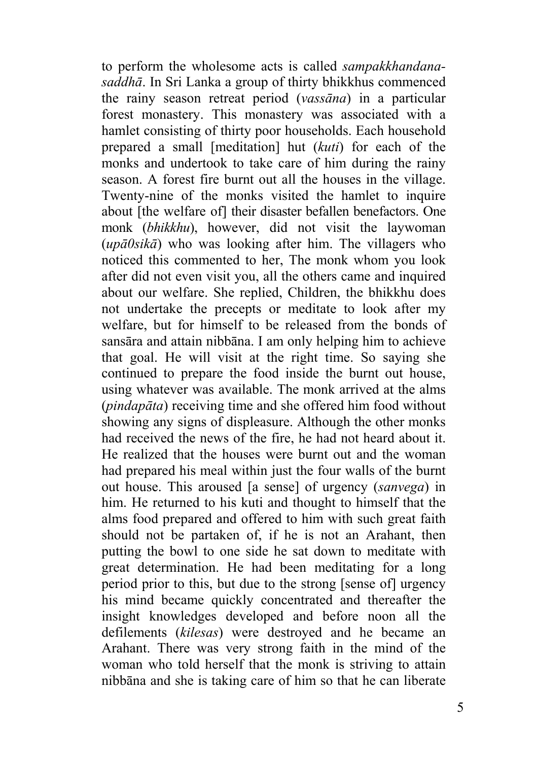to perform the wholesome acts is called *sampakkhandana-saddhā*. In Sri Lanka a group of thirty bhikkhus commenced the rainy season retreat period (*vassāna*) in a particular forest monastery. This monastery was associated with a hamlet consisting of thirty poor households. Each household prepared a small [meditation] hut (*kuti*) for each of the monks and undertook to take care of him during the rainy season. A forest fire burnt out all the houses in the village. Twenty-nine of the monks visited the hamlet to inquire about [the welfare of] their disaster befallen benefactors. One monk (*bhikkhu*), however, did not visit the laywoman (*upā0sikā*) who was looking after him. The villagers who noticed this commented to her, The monk whom you look after did not even visit you, all the others came and inquired about our welfare. She replied, Children, the bhikkhu does not undertake the precepts or meditate to look after my welfare, but for himself to be released from the bonds of sansāra and attain nibbāna. I am only helping him to achieve that goal. He will visit at the right time. So saying she continued to prepare the food inside the burnt out house, using whatever was available. The monk arrived at the alms (*pindapāta*) receiving time and she offered him food without showing any signs of displeasure. Although the other monks had received the news of the fire, he had not heard about it. He realized that the houses were burnt out and the woman had prepared his meal within just the four walls of the burnt out house. This aroused [a sense] of urgency (*sanvega*) in him. He returned to his kuti and thought to himself that the alms food prepared and offered to him with such great faith should not be partaken of, if he is not an Arahant, then putting the bowl to one side he sat down to meditate with great determination. He had been meditating for a long period prior to this, but due to the strong [sense of] urgency his mind became quickly concentrated and thereafter the insight knowledges developed and before noon all the defilements (*kilesas*) were destroyed and he became an Arahant. There was very strong faith in the mind of the woman who told herself that the monk is striving to attain nibbāna and she is taking care of him so that he can liberate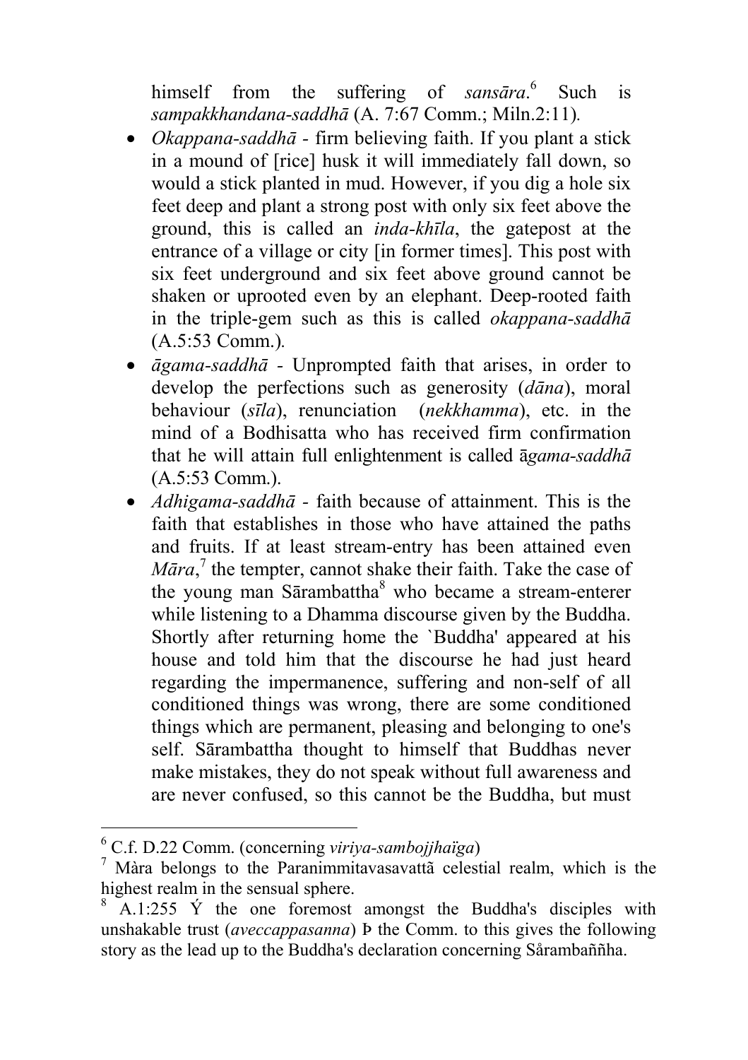himself from the suffering of *sansāra*.[6] Such is *sampakkhandana-saddhā* (A. 7:67 Comm.; Miln.2:11).

- *Okappana-saddhā* - firm believing faith. If you plant a stick in a mound of [rice] husk it will immediately fall down, so would a stick planted in mud. However, if you dig a hole six feet deep and plant a strong post with only six feet above the ground, this is called an *inda-khīla*, the gatepost at the entrance of a village or city [in former times]. This post with six feet underground and six feet above ground cannot be shaken or uprooted even by an elephant. Deep-rooted faith in the triple-gem such as this is called *okappana-saddhā* (A.5:53 Comm.).
- *āgama-saddhā* - Unprompted faith that arises, in order to develop the perfections such as generosity (*dāna*), moral behaviour (*sīla*), renunciation (*nekkhamma*), etc. in the mind of a Bodhisatta who has received firm confirmation that he will attain full enlightenment is called ā*gama-saddhā* (A.5:53 Comm.).
- *Adhigama-saddhā* - faith because of attainment. This is the faith that establishes in those who have attained the paths and fruits. If at least stream-entry has been attained even *Māra*,[7] the tempter, cannot shake their faith. Take the case of the young man Sārambattha[8] who became a stream-enterer while listening to a Dhamma discourse given by the Buddha. Shortly after returning home the `Buddha' appeared at his house and told him that the discourse he had just heard regarding the impermanence, suffering and non-self of all conditioned things was wrong, there are some conditioned things which are permanent, pleasing and belonging to one's self. Sārambattha thought to himself that Buddhas never make mistakes, they do not speak without full awareness and are never confused, so this cannot be the Buddha, but must

---

[6] C.f. D.22 Comm. (concerning *viriya-sambojjhaïga*)

[7] Màra belongs to the Paranimmitavasavattã celestial realm, which is the highest realm in the sensual sphere.

[8] A.1:255 Ý the one foremost amongst the Buddha's disciples with unshakable trust (*aveccappasanna*) Þ the Comm. to this gives the following story as the lead up to the Buddha's declaration concerning Sårambaññha.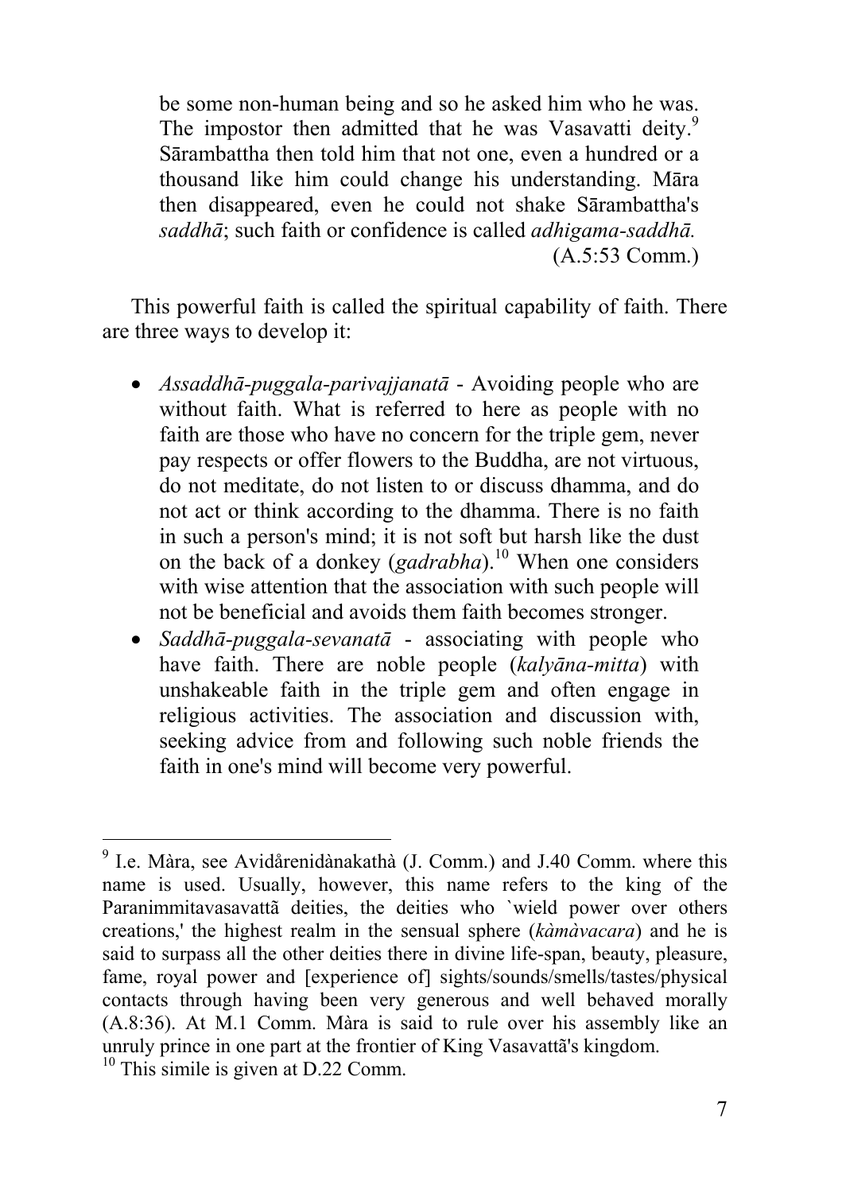> be some non-human being and so he asked him who he was. The impostor then admitted that he was Vasavatti deity.[9] Sārambattha then told him that not one, even a hundred or a thousand like him could change his understanding. Māra then disappeared, even he could not shake Sārambattha's *saddhā*; such faith or confidence is called *adhigama-saddhā.*
> (A.5:53 Comm.)

This powerful faith is called the spiritual capability of faith. There are three ways to develop it:

- *Assaddhā-puggala-parivajjanatā* - Avoiding people who are without faith. What is referred to here as people with no faith are those who have no concern for the triple gem, never pay respects or offer flowers to the Buddha, are not virtuous, do not meditate, do not listen to or discuss dhamma, and do not act or think according to the dhamma. There is no faith in such a person's mind; it is not soft but harsh like the dust on the back of a donkey (*gadrabha*).[10] When one considers with wise attention that the association with such people will not be beneficial and avoids them faith becomes stronger.
- *Saddhā-puggala-sevanatā* - associating with people who have faith. There are noble people (*kalyāna-mitta*) with unshakeable faith in the triple gem and often engage in religious activities. The association and discussion with, seeking advice from and following such noble friends the faith in one's mind will become very powerful.

---

[9] I.e. Màra, see Avidårenidànakathà (J. Comm.) and J.40 Comm. where this name is used. Usually, however, this name refers to the king of the Paranimmitavasavattã deities, the deities who `wield power over others creations,' the highest realm in the sensual sphere (*kàmàvacara*) and he is said to surpass all the other deities there in divine life-span, beauty, pleasure, fame, royal power and [experience of] sights/sounds/smells/tastes/physical contacts through having been very generous and well behaved morally (A.8:36). At M.1 Comm. Màra is said to rule over his assembly like an unruly prince in one part at the frontier of King Vasavattã's kingdom.

[10] This simile is given at D.22 Comm.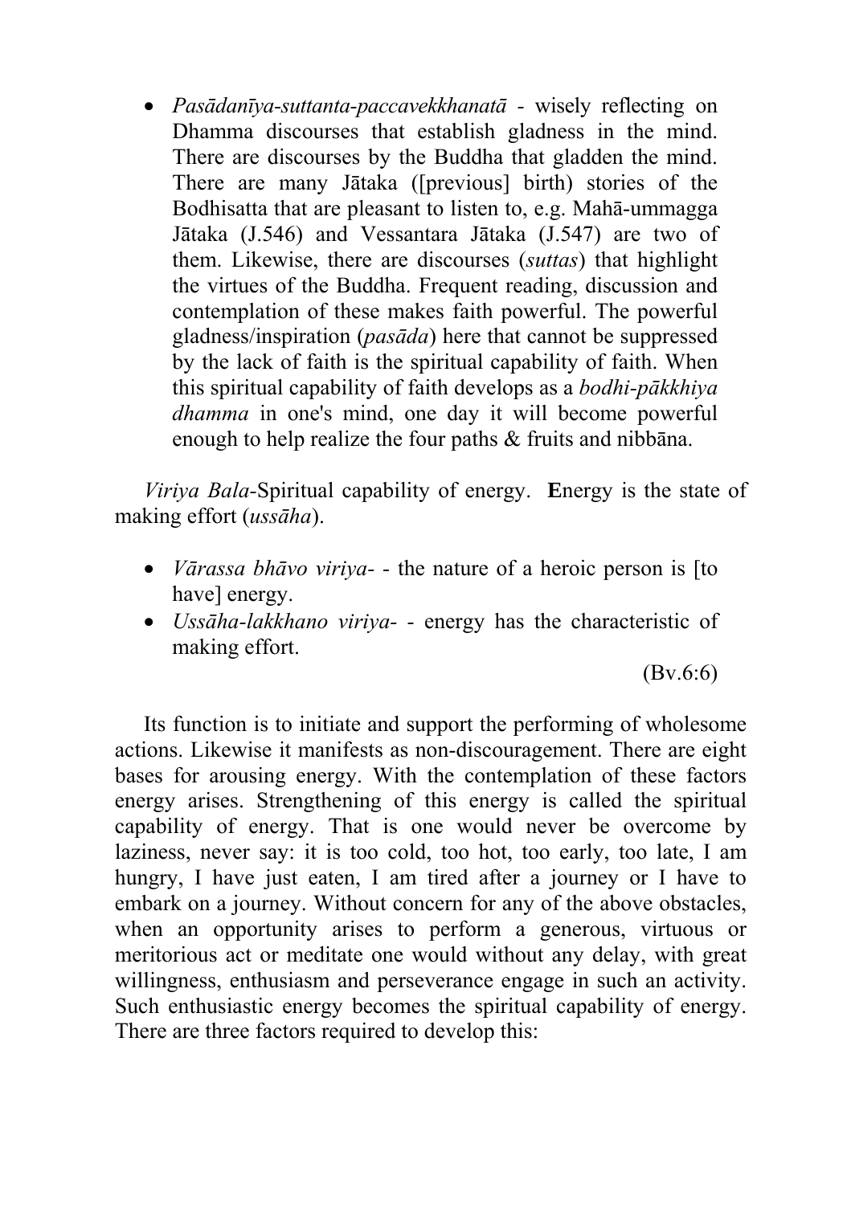- *Pasādanīya-suttanta-paccavekkhanatā* - wisely reflecting on Dhamma discourses that establish gladness in the mind. There are discourses by the Buddha that gladden the mind. There are many Jātaka ([previous] birth) stories of the Bodhisatta that are pleasant to listen to, e.g. Mahā-ummagga Jātaka (J.546) and Vessantara Jātaka (J.547) are two of them. Likewise, there are discourses (*suttas*) that highlight the virtues of the Buddha. Frequent reading, discussion and contemplation of these makes faith powerful. The powerful gladness/inspiration (*pasāda*) here that cannot be suppressed by the lack of faith is the spiritual capability of faith. When this spiritual capability of faith develops as a *bodhi-pākkhiya dhamma* in one's mind, one day it will become powerful enough to help realize the four paths & fruits and nibbāna.

*Viriya Bala*-Spiritual capability of energy. **E**nergy is the state of making effort (*ussāha*).

- *Vārassa bhāvo viriya-* - the nature of a heroic person is [to have] energy.
- *Ussāha-lakkhano viriya-* - energy has the characteristic of making effort.

(Bv.6:6)

Its function is to initiate and support the performing of wholesome actions. Likewise it manifests as non-discouragement. There are eight bases for arousing energy. With the contemplation of these factors energy arises. Strengthening of this energy is called the spiritual capability of energy. That is one would never be overcome by laziness, never say: it is too cold, too hot, too early, too late, I am hungry, I have just eaten, I am tired after a journey or I have to embark on a journey. Without concern for any of the above obstacles, when an opportunity arises to perform a generous, virtuous or meritorious act or meditate one would without any delay, with great willingness, enthusiasm and perseverance engage in such an activity. Such enthusiastic energy becomes the spiritual capability of energy. There are three factors required to develop this: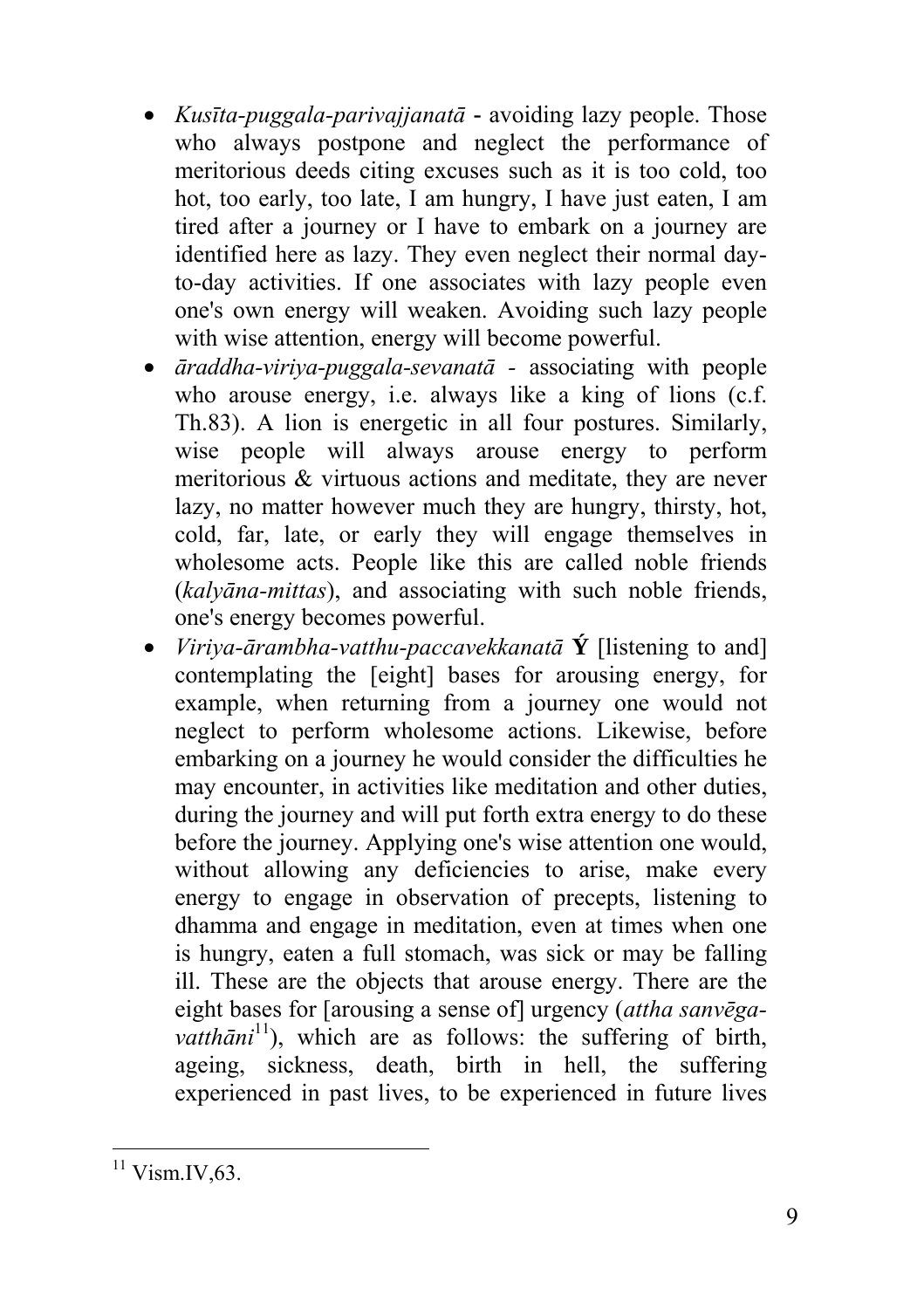- *Kusīta-puggala-parivajjanatā* - avoiding lazy people. Those who always postpone and neglect the performance of meritorious deeds citing excuses such as it is too cold, too hot, too early, too late, I am hungry, I have just eaten, I am tired after a journey or I have to embark on a journey are identified here as lazy. They even neglect their normal day-to-day activities. If one associates with lazy people even one's own energy will weaken. Avoiding such lazy people with wise attention, energy will become powerful.
- *āraddha-viriya-puggala-sevanatā* - associating with people who arouse energy, i.e. always like a king of lions (c.f. Th.83). A lion is energetic in all four postures. Similarly, wise people will always arouse energy to perform meritorious & virtuous actions and meditate, they are never lazy, no matter however much they are hungry, thirsty, hot, cold, far, late, or early they will engage themselves in wholesome acts. People like this are called noble friends (*kalyāna-mittas*), and associating with such noble friends, one's energy becomes powerful.
- *Viriya-ārambha-vatthu-paccavekkanatā* **Ý** [listening to and] contemplating the [eight] bases for arousing energy, for example, when returning from a journey one would not neglect to perform wholesome actions. Likewise, before embarking on a journey he would consider the difficulties he may encounter, in activities like meditation and other duties, during the journey and will put forth extra energy to do these before the journey. Applying one's wise attention one would, without allowing any deficiencies to arise, make every energy to engage in observation of precepts, listening to dhamma and engage in meditation, even at times when one is hungry, eaten a full stomach, was sick or may be falling ill. These are the objects that arouse energy. There are the eight bases for [arousing a sense of] urgency (*attha sanvēga-vatthāni*[11]), which are as follows: the suffering of birth, ageing, sickness, death, birth in hell, the suffering experienced in past lives, to be experienced in future lives

[11] Vism.IV,63.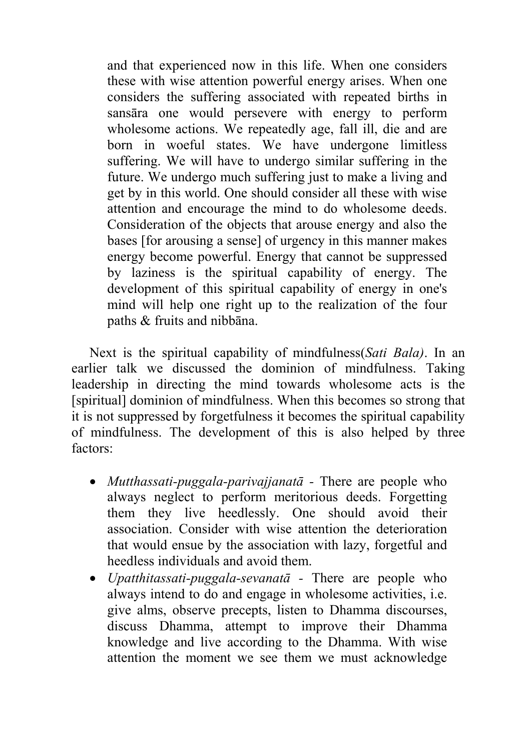and that experienced now in this life. When one considers these with wise attention powerful energy arises. When one considers the suffering associated with repeated births in sansāra one would persevere with energy to perform wholesome actions. We repeatedly age, fall ill, die and are born in woeful states. We have undergone limitless suffering. We will have to undergo similar suffering in the future. We undergo much suffering just to make a living and get by in this world. One should consider all these with wise attention and encourage the mind to do wholesome deeds. Consideration of the objects that arouse energy and also the bases [for arousing a sense] of urgency in this manner makes energy become powerful. Energy that cannot be suppressed by laziness is the spiritual capability of energy. The development of this spiritual capability of energy in one's mind will help one right up to the realization of the four paths & fruits and nibbāna.

Next is the spiritual capability of mindfulness(*Sati Bala)*. In an earlier talk we discussed the dominion of mindfulness. Taking leadership in directing the mind towards wholesome acts is the [spiritual] dominion of mindfulness. When this becomes so strong that it is not suppressed by forgetfulness it becomes the spiritual capability of mindfulness. The development of this is also helped by three factors:

- *Mutthassati-puggala-parivajjanatā* - There are people who always neglect to perform meritorious deeds. Forgetting them they live heedlessly. One should avoid their association. Consider with wise attention the deterioration that would ensue by the association with lazy, forgetful and heedless individuals and avoid them.
- *Upatthitassati-puggala-sevanatā* - There are people who always intend to do and engage in wholesome activities, i.e. give alms, observe precepts, listen to Dhamma discourses, discuss Dhamma, attempt to improve their Dhamma knowledge and live according to the Dhamma. With wise attention the moment we see them we must acknowledge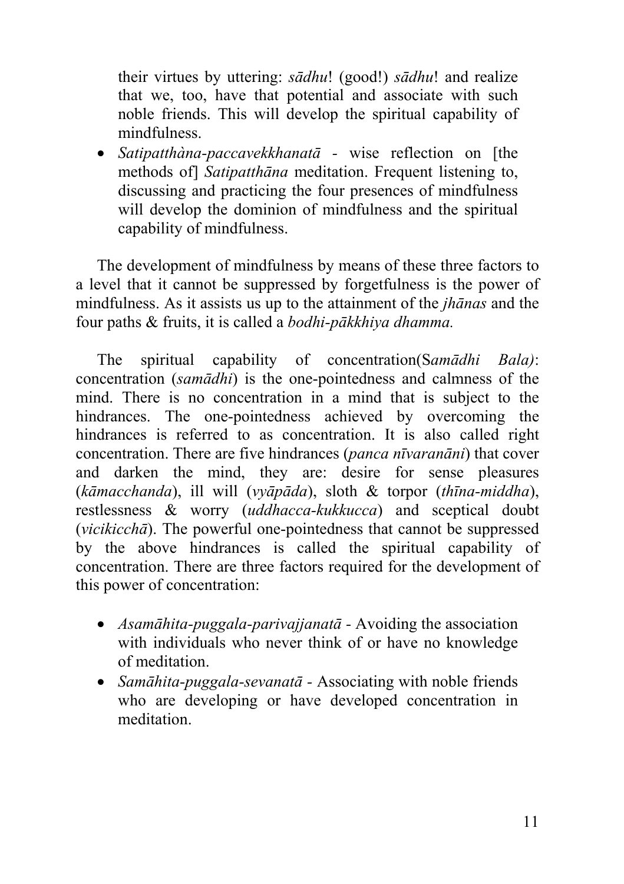their virtues by uttering: *sādhu*! (good!) *sādhu*! and realize that we, too, have that potential and associate with such noble friends. This will develop the spiritual capability of mindfulness.

- *Satipatthàna-paccavekkhanatā* - wise reflection on [the methods of] *Satipatthāna* meditation. Frequent listening to, discussing and practicing the four presences of mindfulness will develop the dominion of mindfulness and the spiritual capability of mindfulness.

The development of mindfulness by means of these three factors to a level that it cannot be suppressed by forgetfulness is the power of mindfulness. As it assists us up to the attainment of the *jhānas* and the four paths & fruits, it is called a *bodhi-pākkhiya dhamma.*

The spiritual capability of concentration(S*amādhi Bala)*: concentration (*samādhi*) is the one-pointedness and calmness of the mind. There is no concentration in a mind that is subject to the hindrances. The one-pointedness achieved by overcoming the hindrances is referred to as concentration. It is also called right concentration. There are five hindrances (*panca nīvaranāni*) that cover and darken the mind, they are: desire for sense pleasures (*kāmacchanda*), ill will (*vyāpāda*), sloth & torpor (*thīna-middha*), restlessness & worry (*uddhacca-kukkucca*) and sceptical doubt (*vicikicchā*). The powerful one-pointedness that cannot be suppressed by the above hindrances is called the spiritual capability of concentration. There are three factors required for the development of this power of concentration:

- *Asamāhita-puggala-parivajjanatā* - Avoiding the association with individuals who never think of or have no knowledge of meditation.
- *Samāhita-puggala-sevanatā* - Associating with noble friends who are developing or have developed concentration in meditation.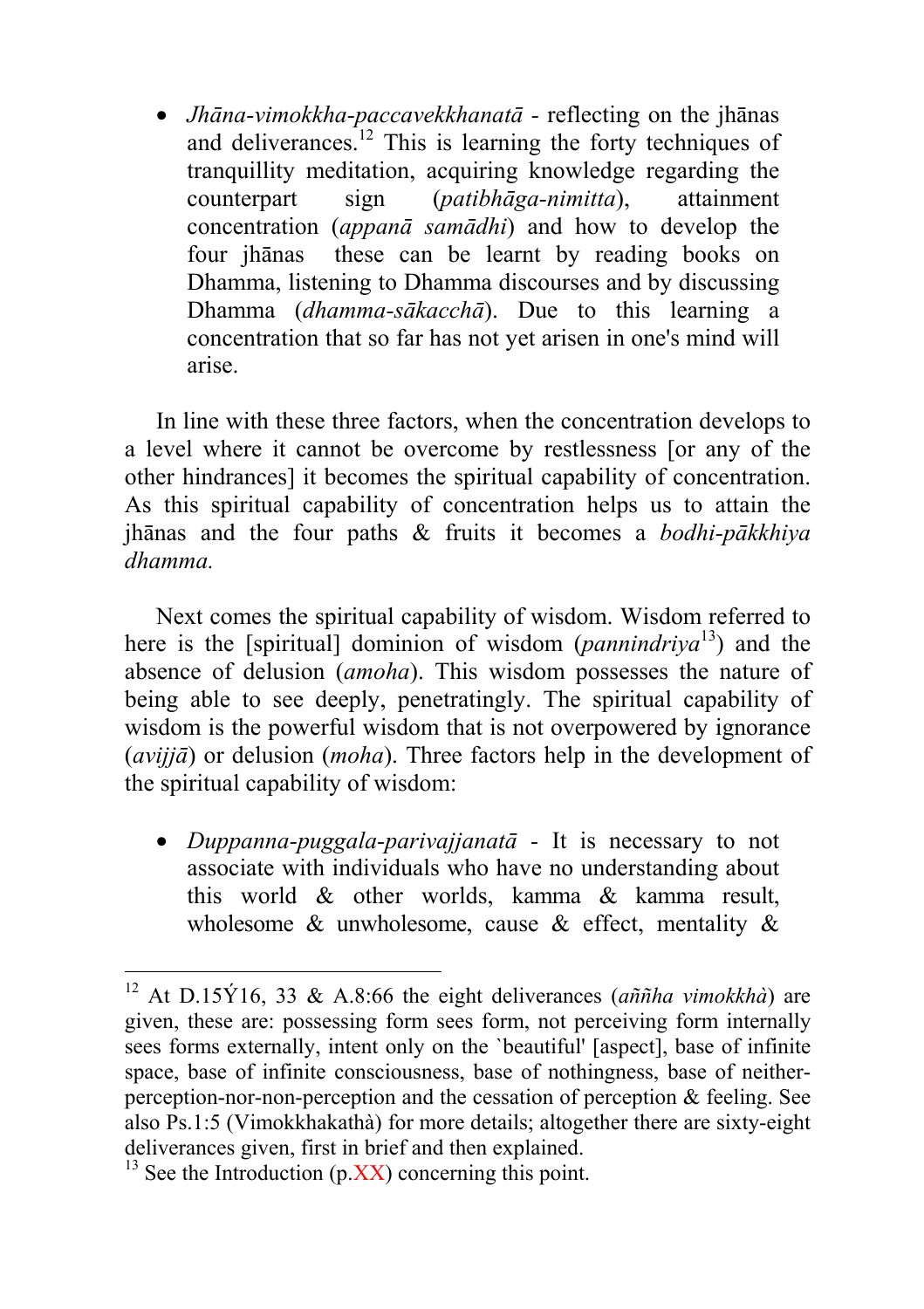- *Jhāna-vimokkha-paccavekkhanatā* - reflecting on the jhānas and deliverances.[12] This is learning the forty techniques of tranquillity meditation, acquiring knowledge regarding the counterpart sign (*patibhāga-nimitta*), attainment concentration (*appanā samādhi*) and how to develop the four jhānas these can be learnt by reading books on Dhamma, listening to Dhamma discourses and by discussing Dhamma (*dhamma-sākacchā*). Due to this learning a concentration that so far has not yet arisen in one's mind will arise.

In line with these three factors, when the concentration develops to a level where it cannot be overcome by restlessness [or any of the other hindrances] it becomes the spiritual capability of concentration. As this spiritual capability of concentration helps us to attain the jhānas and the four paths & fruits it becomes a *bodhi-pākkhiya dhamma.*

Next comes the spiritual capability of wisdom. Wisdom referred to here is the [spiritual] dominion of wisdom (*pannindriya*[13]) and the absence of delusion (*amoha*). This wisdom possesses the nature of being able to see deeply, penetratingly. The spiritual capability of wisdom is the powerful wisdom that is not overpowered by ignorance (*avijjā*) or delusion (*moha*). Three factors help in the development of the spiritual capability of wisdom:

- *Duppanna-puggala-parivajjanatā* - It is necessary to not associate with individuals who have no understanding about this world & other worlds, kamma & kamma result, wholesome & unwholesome, cause & effect, mentality &

---

[12] At D.15Ý16, 33 & A.8:66 the eight deliverances (*aññha vimokkhà*) are given, these are: possessing form sees form, not perceiving form internally sees forms externally, intent only on the `beautiful' [aspect], base of infinite space, base of infinite consciousness, base of nothingness, base of neither-perception-nor-non-perception and the cessation of perception & feeling. See also Ps.1:5 (Vimokkhakathà) for more details; altogether there are sixty-eight deliverances given, first in brief and then explained.

[13] See the Introduction (p.XX) concerning this point.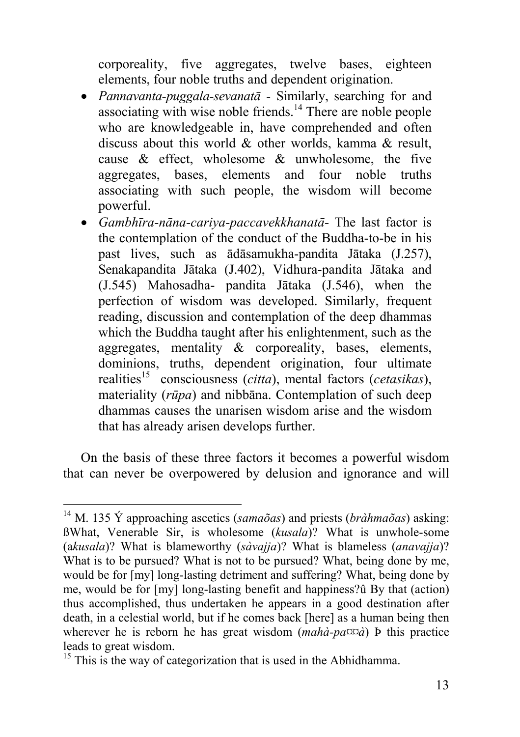corporeality, five aggregates, twelve bases, eighteen elements, four noble truths and dependent origination.

- *Pannavanta-puggala-sevanatā* - Similarly, searching for and associating with wise noble friends.[14] There are noble people who are knowledgeable in, have comprehended and often discuss about this world & other worlds, kamma & result, cause & effect, wholesome & unwholesome, the five aggregates, bases, elements and four noble truths associating with such people, the wisdom will become powerful.
- *Gambhīra-nāna-cariya-paccavekkhanatā*- The last factor is the contemplation of the conduct of the Buddha-to-be in his past lives, such as ādāsamukha-pandita Jātaka (J.257), Senakapandita Jātaka (J.402), Vidhura-pandita Jātaka and (J.545) Mahosadha- pandita Jātaka (J.546), when the perfection of wisdom was developed. Similarly, frequent reading, discussion and contemplation of the deep dhammas which the Buddha taught after his enlightenment, such as the aggregates, mentality & corporeality, bases, elements, dominions, truths, dependent origination, four ultimate realities[15] consciousness (*citta*), mental factors (*cetasikas*), materiality (*rūpa*) and nibbāna. Contemplation of such deep dhammas causes the unarisen wisdom arise and the wisdom that has already arisen develops further.

On the basis of these three factors it becomes a powerful wisdom that can never be overpowered by delusion and ignorance and will

---

[14] M. 135 Ý approaching ascetics (*samaõas*) and priests (*bràhmaõas*) asking: ßWhat, Venerable Sir, is wholesome (*kusala*)? What is unwhole-some (a*kusala*)? What is blameworthy (*sàvajja*)? What is blameless (*anavajja*)? What is to be pursued? What is not to be pursued? What, being done by me, would be for [my] long-lasting detriment and suffering? What, being done by me, would be for [my] long-lasting benefit and happiness?û By that (action) thus accomplished, thus undertaken he appears in a good destination after death, in a celestial world, but if he comes back [here] as a human being then wherever he is reborn he has great wisdom (*mahà-pa¤¤à*) Þ this practice leads to great wisdom.

[15] This is the way of categorization that is used in the Abhidhamma.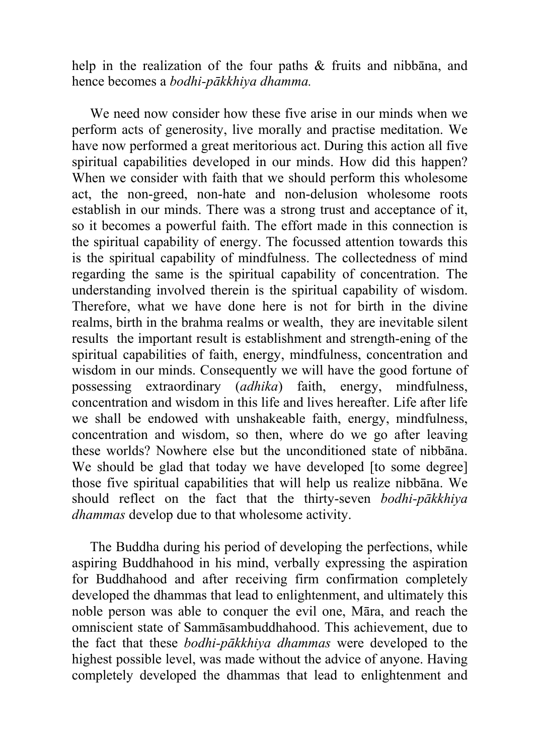help in the realization of the four paths & fruits and nibbāna, and hence becomes a *bodhi-pākkhiya dhamma.*

We need now consider how these five arise in our minds when we perform acts of generosity, live morally and practise meditation. We have now performed a great meritorious act. During this action all five spiritual capabilities developed in our minds. How did this happen? When we consider with faith that we should perform this wholesome act, the non-greed, non-hate and non-delusion wholesome roots establish in our minds. There was a strong trust and acceptance of it, so it becomes a powerful faith. The effort made in this connection is the spiritual capability of energy. The focussed attention towards this is the spiritual capability of mindfulness. The collectedness of mind regarding the same is the spiritual capability of concentration. The understanding involved therein is the spiritual capability of wisdom. Therefore, what we have done here is not for birth in the divine realms, birth in the brahma realms or wealth, they are inevitable silent results the important result is establishment and strength-ening of the spiritual capabilities of faith, energy, mindfulness, concentration and wisdom in our minds. Consequently we will have the good fortune of possessing extraordinary (*adhika*) faith, energy, mindfulness, concentration and wisdom in this life and lives hereafter. Life after life we shall be endowed with unshakeable faith, energy, mindfulness, concentration and wisdom, so then, where do we go after leaving these worlds? Nowhere else but the unconditioned state of nibbāna. We should be glad that today we have developed [to some degree] those five spiritual capabilities that will help us realize nibbāna. We should reflect on the fact that the thirty-seven *bodhi-pākkhiya dhammas* develop due to that wholesome activity.

The Buddha during his period of developing the perfections, while aspiring Buddhahood in his mind, verbally expressing the aspiration for Buddhahood and after receiving firm confirmation completely developed the dhammas that lead to enlightenment, and ultimately this noble person was able to conquer the evil one, Māra, and reach the omniscient state of Sammāsambuddhahood. This achievement, due to the fact that these *bodhi-pākkhiya dhammas* were developed to the highest possible level, was made without the advice of anyone. Having completely developed the dhammas that lead to enlightenment and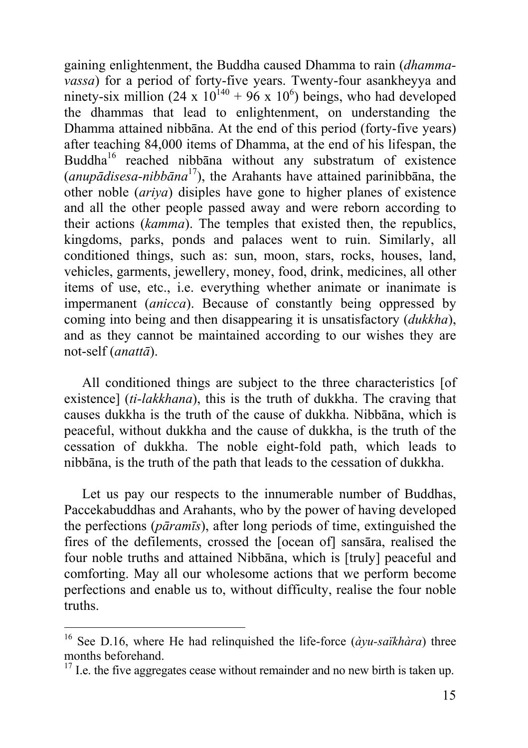gaining enlightenment, the Buddha caused Dhamma to rain (*dhamma-vassa*) for a period of forty-five years. Twenty-four asankheyya and ninety-six million ($24 \times 10^{140} + 96 \times 10^{6}$) beings, who had developed the dhammas that lead to enlightenment, on understanding the Dhamma attained nibbāna. At the end of this period (forty-five years) after teaching 84,000 items of Dhamma, at the end of his lifespan, the Buddha[16] reached nibbāna without any substratum of existence (*anupādisesa-nibbāna*[17]), the Arahants have attained parinibbāna, the other noble (*ariya*) disiples have gone to higher planes of existence and all the other people passed away and were reborn according to their actions (*kamma*). The temples that existed then, the republics, kingdoms, parks, ponds and palaces went to ruin. Similarly, all conditioned things, such as: sun, moon, stars, rocks, houses, land, vehicles, garments, jewellery, money, food, drink, medicines, all other items of use, etc., i.e. everything whether animate or inanimate is impermanent (*anicca*). Because of constantly being oppressed by coming into being and then disappearing it is unsatisfactory (*dukkha*), and as they cannot be maintained according to our wishes they are not-self (*anattā*).

All conditioned things are subject to the three characteristics [of existence] (*ti-lakkhana*), this is the truth of dukkha. The craving that causes dukkha is the truth of the cause of dukkha. Nibbāna, which is peaceful, without dukkha and the cause of dukkha, is the truth of the cessation of dukkha. The noble eight-fold path, which leads to nibbāna, is the truth of the path that leads to the cessation of dukkha.

Let us pay our respects to the innumerable number of Buddhas, Paccekabuddhas and Arahants, who by the power of having developed the perfections (*pāramīs*), after long periods of time, extinguished the fires of the defilements, crossed the [ocean of] sansāra, realised the four noble truths and attained Nibbāna, which is [truly] peaceful and comforting. May all our wholesome actions that we perform become perfections and enable us to, without difficulty, realise the four noble truths.

---

[16] See D.16, where He had relinquished the life-force (*àyu-saïkhàra*) three months beforehand.

[17] I.e. the five aggregates cease without remainder and no new birth is taken up.